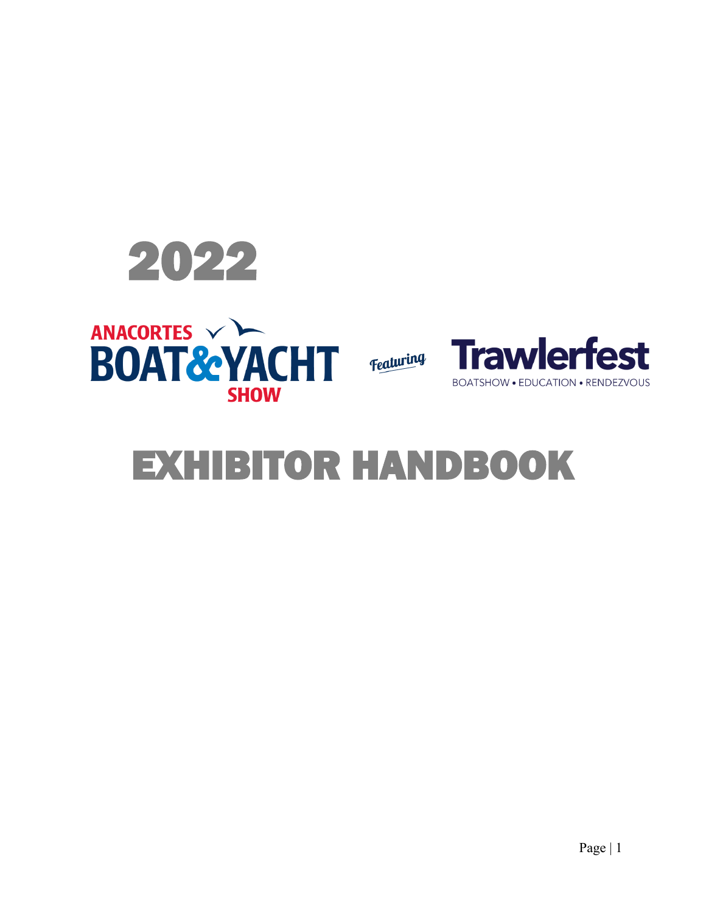# 2022

ANACORTES BOAT & YACHT SHOW

Featuring

Trawlerfest

BOATSHOW • EDUCATION • RENDEZVOUS

# EXHIBITOR HANDBOOK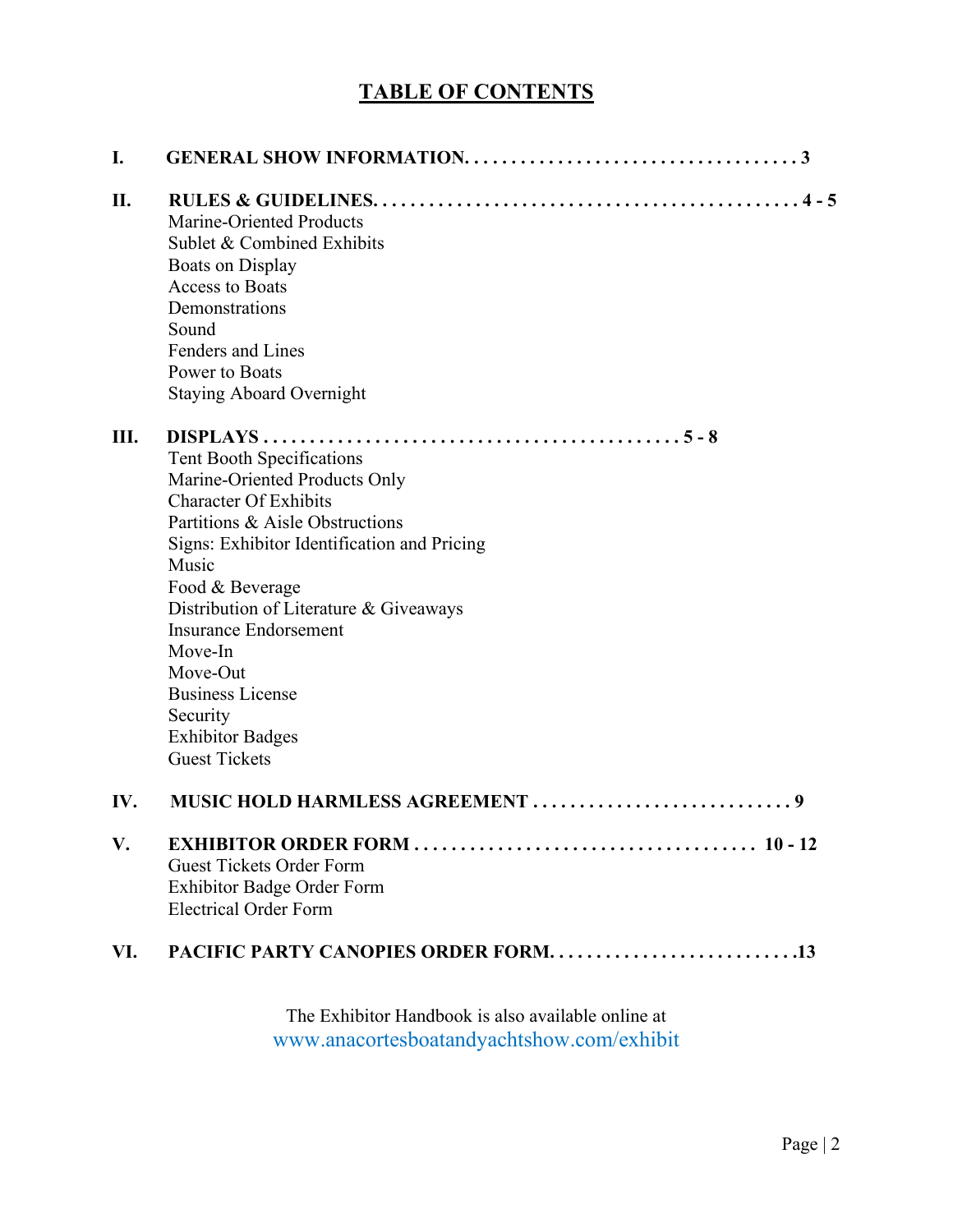# TABLE OF CONTENTS

**I. GENERAL SHOW INFORMATION. . . . . . . . . . . . . . . . . . . . . . . . . . . . . . . . . . . . 3**

**II. RULES & GUIDELINES. . . . . . . . . . . . . . . . . . . . . . . . . . . . . . . . . . . . . . . . . . . . . . 4 - 5**

- Marine-Oriented Products
- Sublet & Combined Exhibits
- Boats on Display
- Access to Boats
- Demonstrations
- Sound
- Fenders and Lines
- Power to Boats
- Staying Aboard Overnight

**III. DISPLAYS . . . . . . . . . . . . . . . . . . . . . . . . . . . . . . . . . . . . . . . . . . . . . 5 - 8**

- Tent Booth Specifications
- Marine-Oriented Products Only
- Character Of Exhibits
- Partitions & Aisle Obstructions
- Signs: Exhibitor Identification and Pricing
- Music
- Food & Beverage
- Distribution of Literature & Giveaways
- Insurance Endorsement
- Move-In
- Move-Out
- Business License
- Security
- Exhibitor Badges
- Guest Tickets

**IV. MUSIC HOLD HARMLESS AGREEMENT . . . . . . . . . . . . . . . . . . . . . . . . . . . . 9**

**V. EXHIBITOR ORDER FORM . . . . . . . . . . . . . . . . . . . . . . . . . . . . . . . . . . . . 10 - 12**

- Guest Tickets Order Form
- Exhibitor Badge Order Form
- Electrical Order Form

**VI. PACIFIC PARTY CANOPIES ORDER FORM. . . . . . . . . . . . . . . . . . . . . . . . . .13**

The Exhibitor Handbook is also available online at
www.anacortesboatandyachtshow.com/exhibit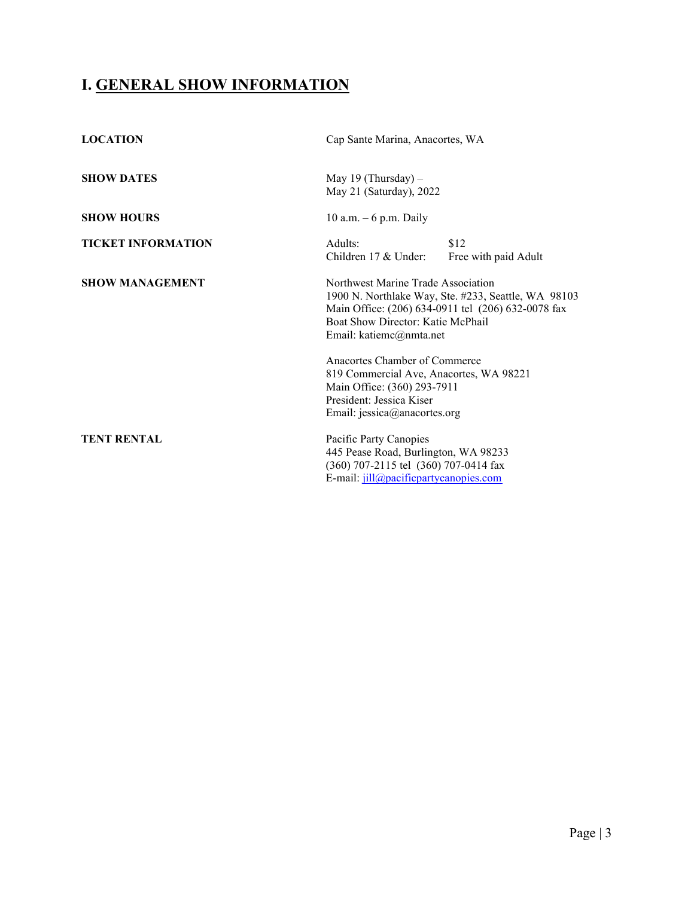# I. GENERAL SHOW INFORMATION

**LOCATION**

Cap Sante Marina, Anacortes, WA

**SHOW DATES**

May 19 (Thursday) –
May 21 (Saturday), 2022

**SHOW HOURS**

10 a.m. – 6 p.m. Daily

**TICKET INFORMATION**

| | |
|---|---|
| Adults: | $12 |
| Children 17 & Under: | Free with paid Adult |

**SHOW MANAGEMENT**

Northwest Marine Trade Association
1900 N. Northlake Way, Ste. #233, Seattle, WA 98103
Main Office: (206) 634-0911 tel (206) 632-0078 fax
Boat Show Director: Katie McPhail
Email: katiemc@nmta.net

Anacortes Chamber of Commerce
819 Commercial Ave, Anacortes, WA 98221
Main Office: (360) 293-7911
President: Jessica Kiser
Email: jessica@anacortes.org

**TENT RENTAL**

Pacific Party Canopies
445 Pease Road, Burlington, WA 98233
(360) 707-2115 tel (360) 707-0414 fax
E-mail: jill@pacificpartycanopies.com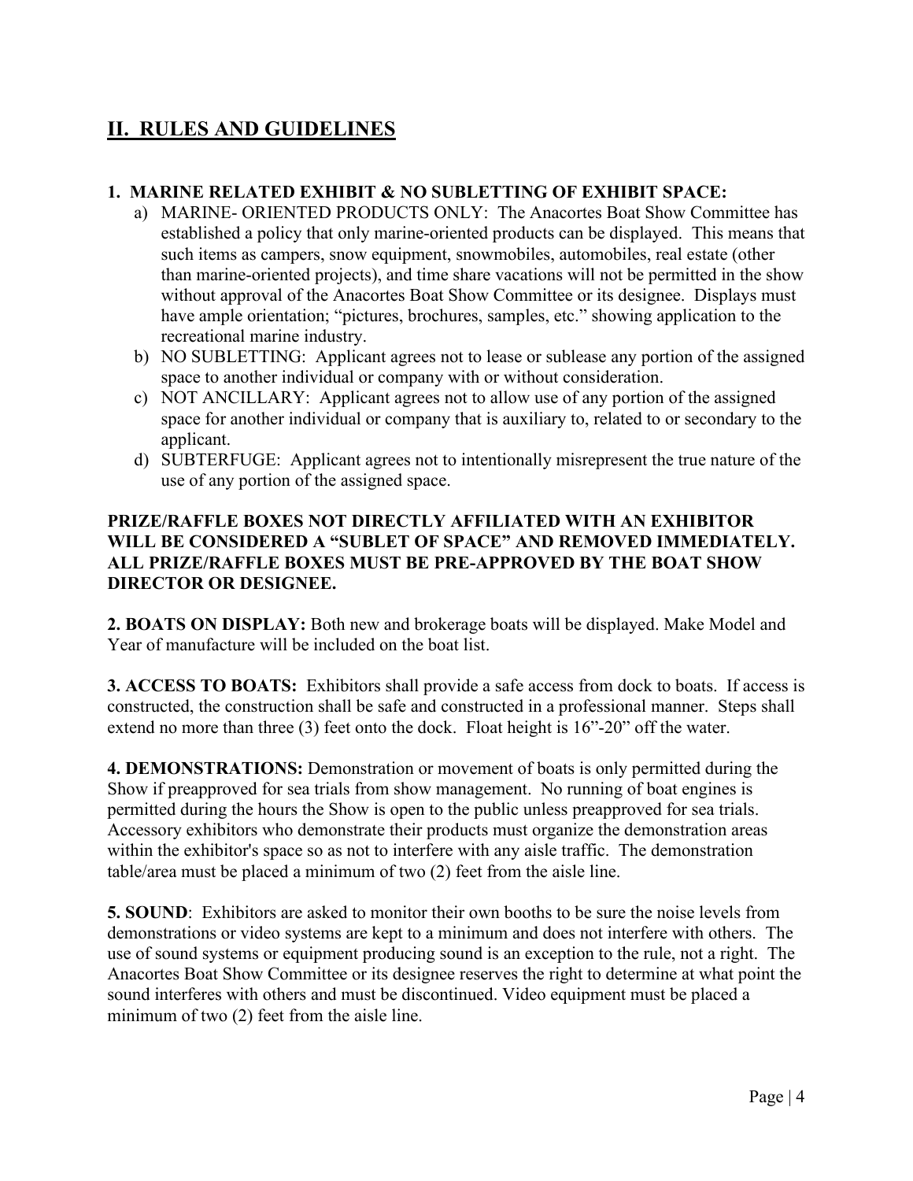## II. RULES AND GUIDELINES

**1. MARINE RELATED EXHIBIT & NO SUBLETTING OF EXHIBIT SPACE:**

a) MARINE- ORIENTED PRODUCTS ONLY: The Anacortes Boat Show Committee has established a policy that only marine-oriented products can be displayed. This means that such items as campers, snow equipment, snowmobiles, automobiles, real estate (other than marine-oriented projects), and time share vacations will not be permitted in the show without approval of the Anacortes Boat Show Committee or its designee. Displays must have ample orientation; "pictures, brochures, samples, etc." showing application to the recreational marine industry.

b) NO SUBLETTING: Applicant agrees not to lease or sublease any portion of the assigned space to another individual or company with or without consideration.

c) NOT ANCILLARY: Applicant agrees not to allow use of any portion of the assigned space for another individual or company that is auxiliary to, related to or secondary to the applicant.

d) SUBTERFUGE: Applicant agrees not to intentionally misrepresent the true nature of the use of any portion of the assigned space.

**PRIZE/RAFFLE BOXES NOT DIRECTLY AFFILIATED WITH AN EXHIBITOR WILL BE CONSIDERED A "SUBLET OF SPACE" AND REMOVED IMMEDIATELY. ALL PRIZE/RAFFLE BOXES MUST BE PRE-APPROVED BY THE BOAT SHOW DIRECTOR OR DESIGNEE.**

**2. BOATS ON DISPLAY:** Both new and brokerage boats will be displayed. Make Model and Year of manufacture will be included on the boat list.

**3. ACCESS TO BOATS:** Exhibitors shall provide a safe access from dock to boats. If access is constructed, the construction shall be safe and constructed in a professional manner. Steps shall extend no more than three (3) feet onto the dock. Float height is 16"-20" off the water.

**4. DEMONSTRATIONS:** Demonstration or movement of boats is only permitted during the Show if preapproved for sea trials from show management. No running of boat engines is permitted during the hours the Show is open to the public unless preapproved for sea trials. Accessory exhibitors who demonstrate their products must organize the demonstration areas within the exhibitor's space so as not to interfere with any aisle traffic. The demonstration table/area must be placed a minimum of two (2) feet from the aisle line.

**5. SOUND**: Exhibitors are asked to monitor their own booths to be sure the noise levels from demonstrations or video systems are kept to a minimum and does not interfere with others. The use of sound systems or equipment producing sound is an exception to the rule, not a right. The Anacortes Boat Show Committee or its designee reserves the right to determine at what point the sound interferes with others and must be discontinued. Video equipment must be placed a minimum of two (2) feet from the aisle line.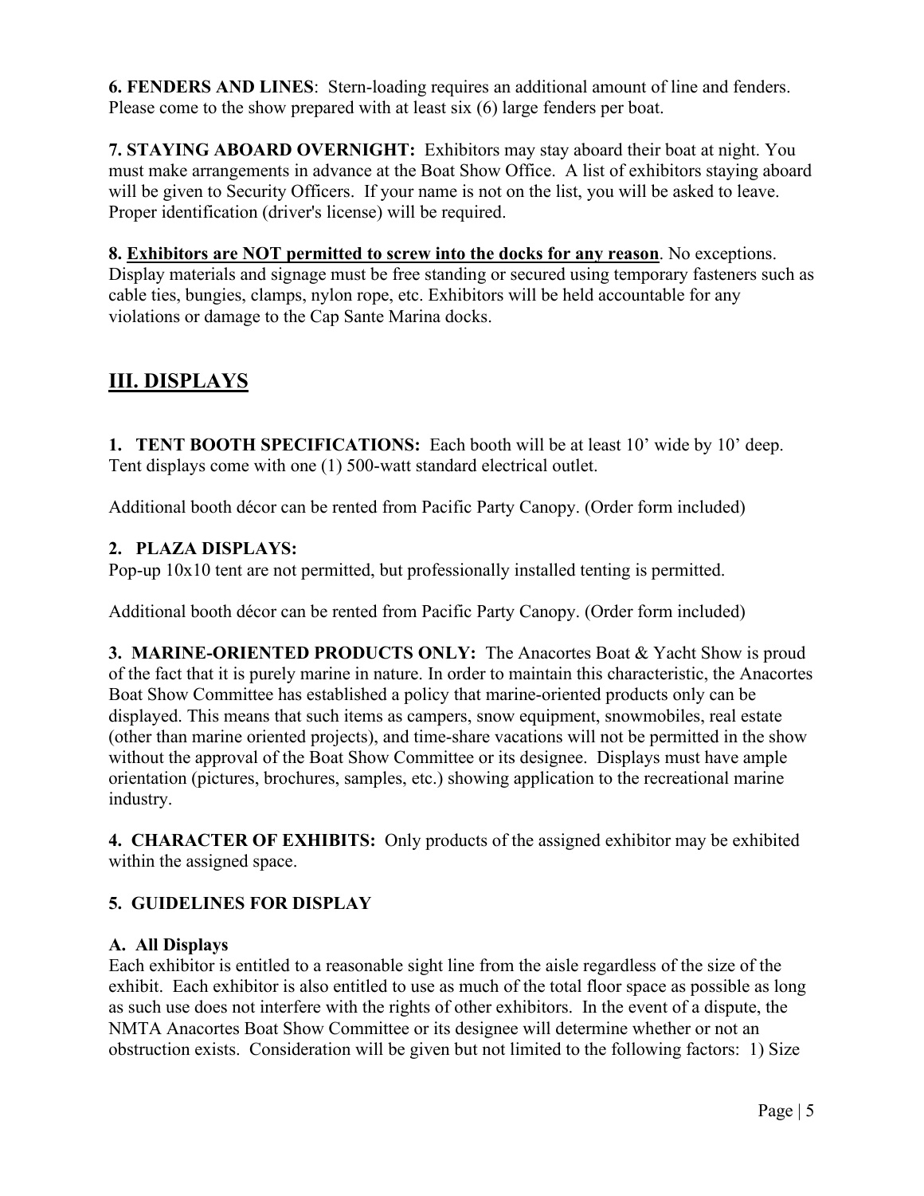**6. FENDERS AND LINES**: Stern-loading requires an additional amount of line and fenders. Please come to the show prepared with at least six (6) large fenders per boat.

**7. STAYING ABOARD OVERNIGHT:** Exhibitors may stay aboard their boat at night. You must make arrangements in advance at the Boat Show Office. A list of exhibitors staying aboard will be given to Security Officers. If your name is not on the list, you will be asked to leave. Proper identification (driver's license) will be required.

**8. <u>Exhibitors are NOT permitted to screw into the docks for any reason</u>**. No exceptions. Display materials and signage must be free standing or secured using temporary fasteners such as cable ties, bungies, clamps, nylon rope, etc. Exhibitors will be held accountable for any violations or damage to the Cap Sante Marina docks.

## III. DISPLAYS

**1. TENT BOOTH SPECIFICATIONS:** Each booth will be at least 10' wide by 10' deep. Tent displays come with one (1) 500-watt standard electrical outlet.

Additional booth décor can be rented from Pacific Party Canopy. (Order form included)

**2. PLAZA DISPLAYS:**

Pop-up 10x10 tent are not permitted, but professionally installed tenting is permitted.

Additional booth décor can be rented from Pacific Party Canopy. (Order form included)

**3. MARINE-ORIENTED PRODUCTS ONLY:** The Anacortes Boat & Yacht Show is proud of the fact that it is purely marine in nature. In order to maintain this characteristic, the Anacortes Boat Show Committee has established a policy that marine-oriented products only can be displayed. This means that such items as campers, snow equipment, snowmobiles, real estate (other than marine oriented projects), and time-share vacations will not be permitted in the show without the approval of the Boat Show Committee or its designee. Displays must have ample orientation (pictures, brochures, samples, etc.) showing application to the recreational marine industry.

**4. CHARACTER OF EXHIBITS:** Only products of the assigned exhibitor may be exhibited within the assigned space.

**5. GUIDELINES FOR DISPLAY**

**A. All Displays**

Each exhibitor is entitled to a reasonable sight line from the aisle regardless of the size of the exhibit. Each exhibitor is also entitled to use as much of the total floor space as possible as long as such use does not interfere with the rights of other exhibitors. In the event of a dispute, the NMTA Anacortes Boat Show Committee or its designee will determine whether or not an obstruction exists. Consideration will be given but not limited to the following factors: 1) Size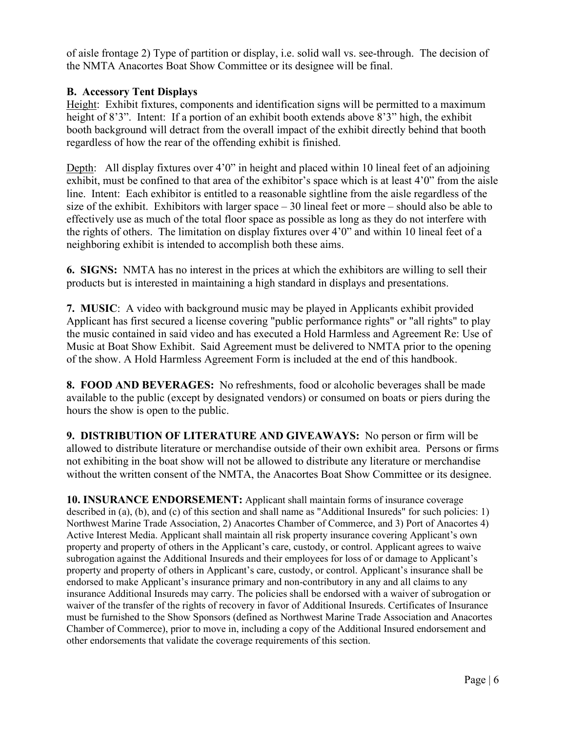of aisle frontage 2) Type of partition or display, i.e. solid wall vs. see-through. The decision of the NMTA Anacortes Boat Show Committee or its designee will be final.

**B. Accessory Tent Displays**

Height: Exhibit fixtures, components and identification signs will be permitted to a maximum height of 8'3". Intent: If a portion of an exhibit booth extends above 8'3" high, the exhibit booth background will detract from the overall impact of the exhibit directly behind that booth regardless of how the rear of the offending exhibit is finished.

Depth: All display fixtures over 4'0" in height and placed within 10 lineal feet of an adjoining exhibit, must be confined to that area of the exhibitor's space which is at least 4'0" from the aisle line. Intent: Each exhibitor is entitled to a reasonable sightline from the aisle regardless of the size of the exhibit. Exhibitors with larger space – 30 lineal feet or more – should also be able to effectively use as much of the total floor space as possible as long as they do not interfere with the rights of others. The limitation on display fixtures over 4'0" and within 10 lineal feet of a neighboring exhibit is intended to accomplish both these aims.

**6. SIGNS:** NMTA has no interest in the prices at which the exhibitors are willing to sell their products but is interested in maintaining a high standard in displays and presentations.

**7. MUSIC**: A video with background music may be played in Applicants exhibit provided Applicant has first secured a license covering "public performance rights" or "all rights" to play the music contained in said video and has executed a Hold Harmless and Agreement Re: Use of Music at Boat Show Exhibit. Said Agreement must be delivered to NMTA prior to the opening of the show. A Hold Harmless Agreement Form is included at the end of this handbook.

**8. FOOD AND BEVERAGES:** No refreshments, food or alcoholic beverages shall be made available to the public (except by designated vendors) or consumed on boats or piers during the hours the show is open to the public.

**9. DISTRIBUTION OF LITERATURE AND GIVEAWAYS:** No person or firm will be allowed to distribute literature or merchandise outside of their own exhibit area. Persons or firms not exhibiting in the boat show will not be allowed to distribute any literature or merchandise without the written consent of the NMTA, the Anacortes Boat Show Committee or its designee.

**10. INSURANCE ENDORSEMENT:** Applicant shall maintain forms of insurance coverage described in (a), (b), and (c) of this section and shall name as "Additional Insureds" for such policies: 1) Northwest Marine Trade Association, 2) Anacortes Chamber of Commerce, and 3) Port of Anacortes 4) Active Interest Media. Applicant shall maintain all risk property insurance covering Applicant's own property and property of others in the Applicant's care, custody, or control. Applicant agrees to waive subrogation against the Additional Insureds and their employees for loss of or damage to Applicant's property and property of others in Applicant's care, custody, or control. Applicant's insurance shall be endorsed to make Applicant's insurance primary and non-contributory in any and all claims to any insurance Additional Insureds may carry. The policies shall be endorsed with a waiver of subrogation or waiver of the transfer of the rights of recovery in favor of Additional Insureds. Certificates of Insurance must be furnished to the Show Sponsors (defined as Northwest Marine Trade Association and Anacortes Chamber of Commerce), prior to move in, including a copy of the Additional Insured endorsement and other endorsements that validate the coverage requirements of this section.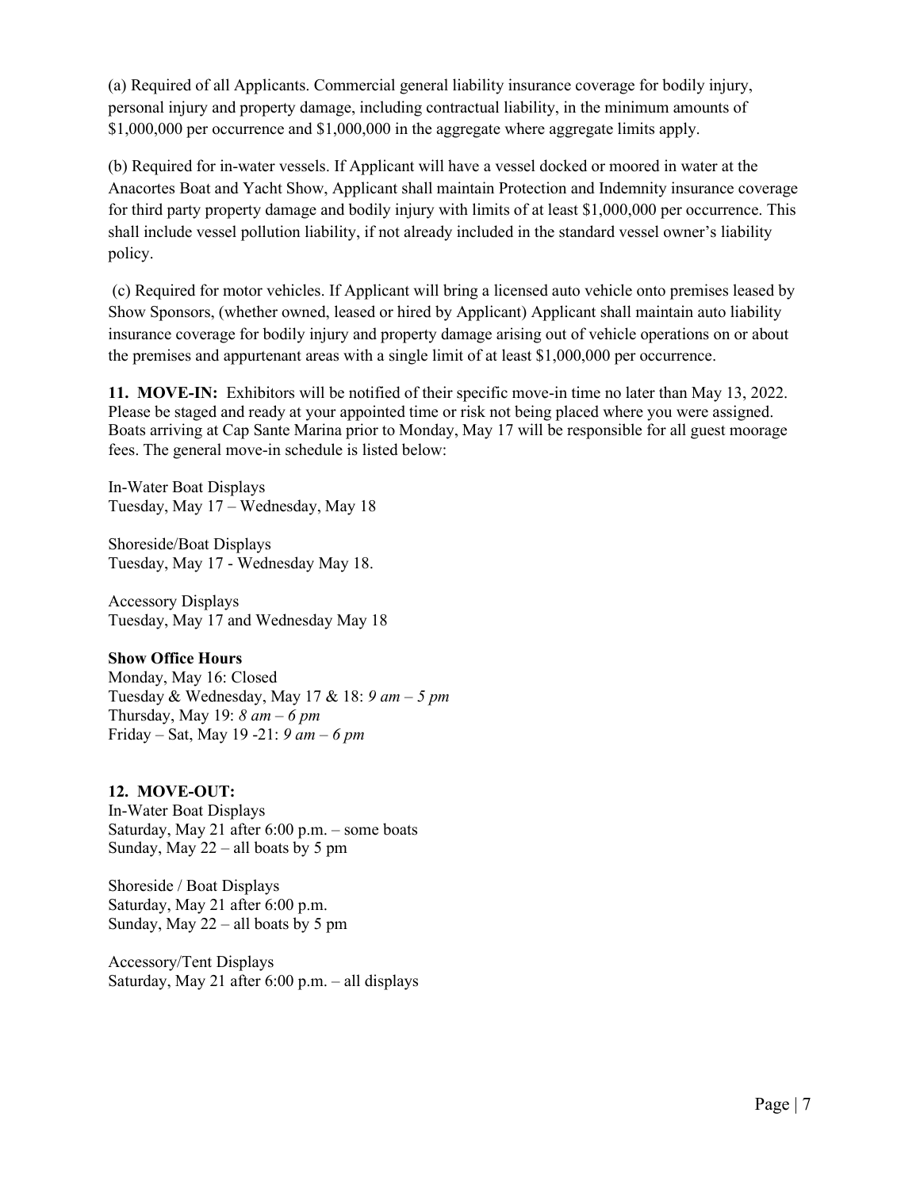(a) Required of all Applicants. Commercial general liability insurance coverage for bodily injury, personal injury and property damage, including contractual liability, in the minimum amounts of $1,000,000 per occurrence and $1,000,000 in the aggregate where aggregate limits apply.

(b) Required for in-water vessels. If Applicant will have a vessel docked or moored in water at the Anacortes Boat and Yacht Show, Applicant shall maintain Protection and Indemnity insurance coverage for third party property damage and bodily injury with limits of at least $1,000,000 per occurrence. This shall include vessel pollution liability, if not already included in the standard vessel owner's liability policy.

(c) Required for motor vehicles. If Applicant will bring a licensed auto vehicle onto premises leased by Show Sponsors, (whether owned, leased or hired by Applicant) Applicant shall maintain auto liability insurance coverage for bodily injury and property damage arising out of vehicle operations on or about the premises and appurtenant areas with a single limit of at least $1,000,000 per occurrence.

**11. MOVE-IN:** Exhibitors will be notified of their specific move-in time no later than May 13, 2022. Please be staged and ready at your appointed time or risk not being placed where you were assigned. Boats arriving at Cap Sante Marina prior to Monday, May 17 will be responsible for all guest moorage fees. The general move-in schedule is listed below:

In-Water Boat Displays
Tuesday, May 17 – Wednesday, May 18

Shoreside/Boat Displays
Tuesday, May 17 - Wednesday May 18.

Accessory Displays
Tuesday, May 17 and Wednesday May 18

**Show Office Hours**
Monday, May 16: Closed
Tuesday & Wednesday, May 17 & 18: *9 am – 5 pm*
Thursday, May 19: *8 am – 6 pm*
Friday – Sat, May 19 -21: *9 am – 6 pm*

**12. MOVE-OUT:**
In-Water Boat Displays
Saturday, May 21 after 6:00 p.m. – some boats
Sunday, May 22 – all boats by 5 pm

Shoreside / Boat Displays
Saturday, May 21 after 6:00 p.m.
Sunday, May 22 – all boats by 5 pm

Accessory/Tent Displays
Saturday, May 21 after 6:00 p.m. – all displays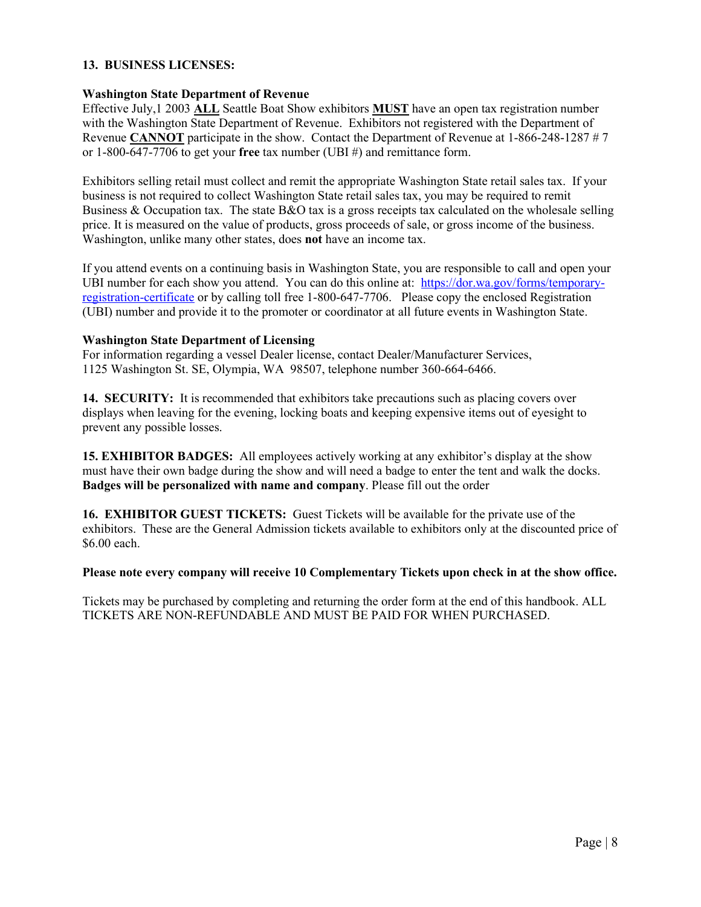**13. BUSINESS LICENSES:**

**Washington State Department of Revenue**
Effective July,1 2003 **ALL** Seattle Boat Show exhibitors **MUST** have an open tax registration number with the Washington State Department of Revenue. Exhibitors not registered with the Department of Revenue **CANNOT** participate in the show. Contact the Department of Revenue at 1-866-248-1287 # 7 or 1-800-647-7706 to get your **free** tax number (UBI #) and remittance form.

Exhibitors selling retail must collect and remit the appropriate Washington State retail sales tax. If your business is not required to collect Washington State retail sales tax, you may be required to remit Business & Occupation tax. The state B&O tax is a gross receipts tax calculated on the wholesale selling price. It is measured on the value of products, gross proceeds of sale, or gross income of the business. Washington, unlike many other states, does **not** have an income tax.

If you attend events on a continuing basis in Washington State, you are responsible to call and open your UBI number for each show you attend. You can do this online at: https://dor.wa.gov/forms/temporary-registration-certificate or by calling toll free 1-800-647-7706. Please copy the enclosed Registration (UBI) number and provide it to the promoter or coordinator at all future events in Washington State.

**Washington State Department of Licensing**
For information regarding a vessel Dealer license, contact Dealer/Manufacturer Services, 1125 Washington St. SE, Olympia, WA 98507, telephone number 360-664-6466.

**14. SECURITY:** It is recommended that exhibitors take precautions such as placing covers over displays when leaving for the evening, locking boats and keeping expensive items out of eyesight to prevent any possible losses.

**15. EXHIBITOR BADGES:** All employees actively working at any exhibitor's display at the show must have their own badge during the show and will need a badge to enter the tent and walk the docks. **Badges will be personalized with name and company**. Please fill out the order

**16. EXHIBITOR GUEST TICKETS:** Guest Tickets will be available for the private use of the exhibitors. These are the General Admission tickets available to exhibitors only at the discounted price of $6.00 each.

**Please note every company will receive 10 Complementary Tickets upon check in at the show office.**

Tickets may be purchased by completing and returning the order form at the end of this handbook. ALL TICKETS ARE NON-REFUNDABLE AND MUST BE PAID FOR WHEN PURCHASED.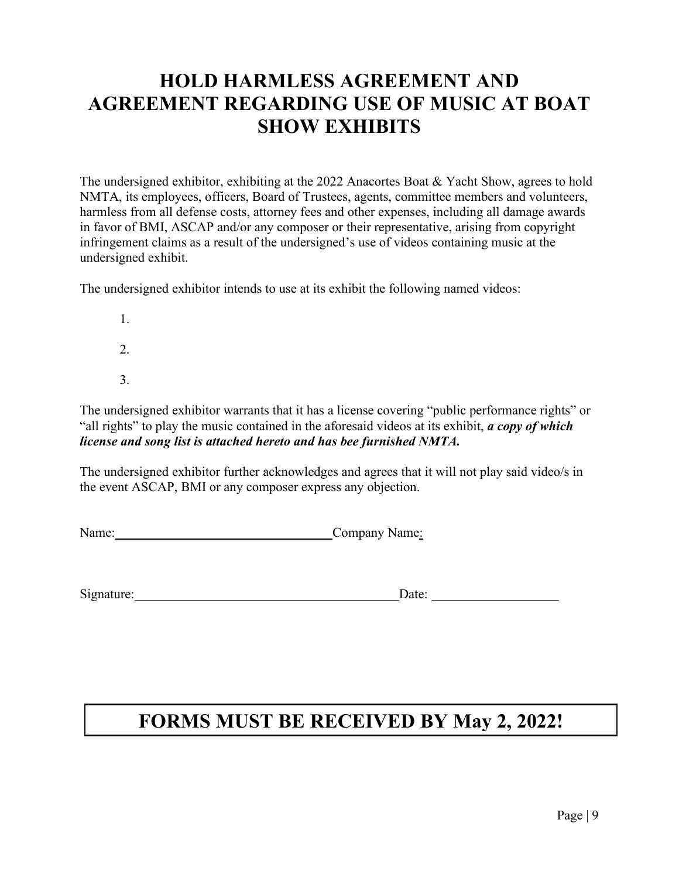# HOLD HARMLESS AGREEMENT AND AGREEMENT REGARDING USE OF MUSIC AT BOAT SHOW EXHIBITS

The undersigned exhibitor, exhibiting at the 2022 Anacortes Boat & Yacht Show, agrees to hold NMTA, its employees, officers, Board of Trustees, agents, committee members and volunteers, harmless from all defense costs, attorney fees and other expenses, including all damage awards in favor of BMI, ASCAP and/or any composer or their representative, arising from copyright infringement claims as a result of the undersigned's use of videos containing music at the undersigned exhibit.

The undersigned exhibitor intends to use at its exhibit the following named videos:

1.
2.
3.

The undersigned exhibitor warrants that it has a license covering "public performance rights" or "all rights" to play the music contained in the aforesaid videos at its exhibit, ***a copy of which license and song list is attached hereto and has bee furnished NMTA.***

The undersigned exhibitor further acknowledges and agrees that it will not play said video/s in the event ASCAP, BMI or any composer express any objection.

Name:\_\_\_\_\_\_\_\_\_\_\_\_\_\_\_\_\_\_\_\_\_\_\_\_\_\_\_\_\_\_\_\_ Company Name:

Signature:\_\_\_\_\_\_\_\_\_\_\_\_\_\_\_\_\_\_\_\_\_\_\_\_\_\_\_\_\_\_\_\_\_\_\_\_\_\_ Date: \_\_\_\_\_\_\_\_\_\_\_\_\_\_\_\_\_\_\_

## FORMS MUST BE RECEIVED BY May 2, 2022!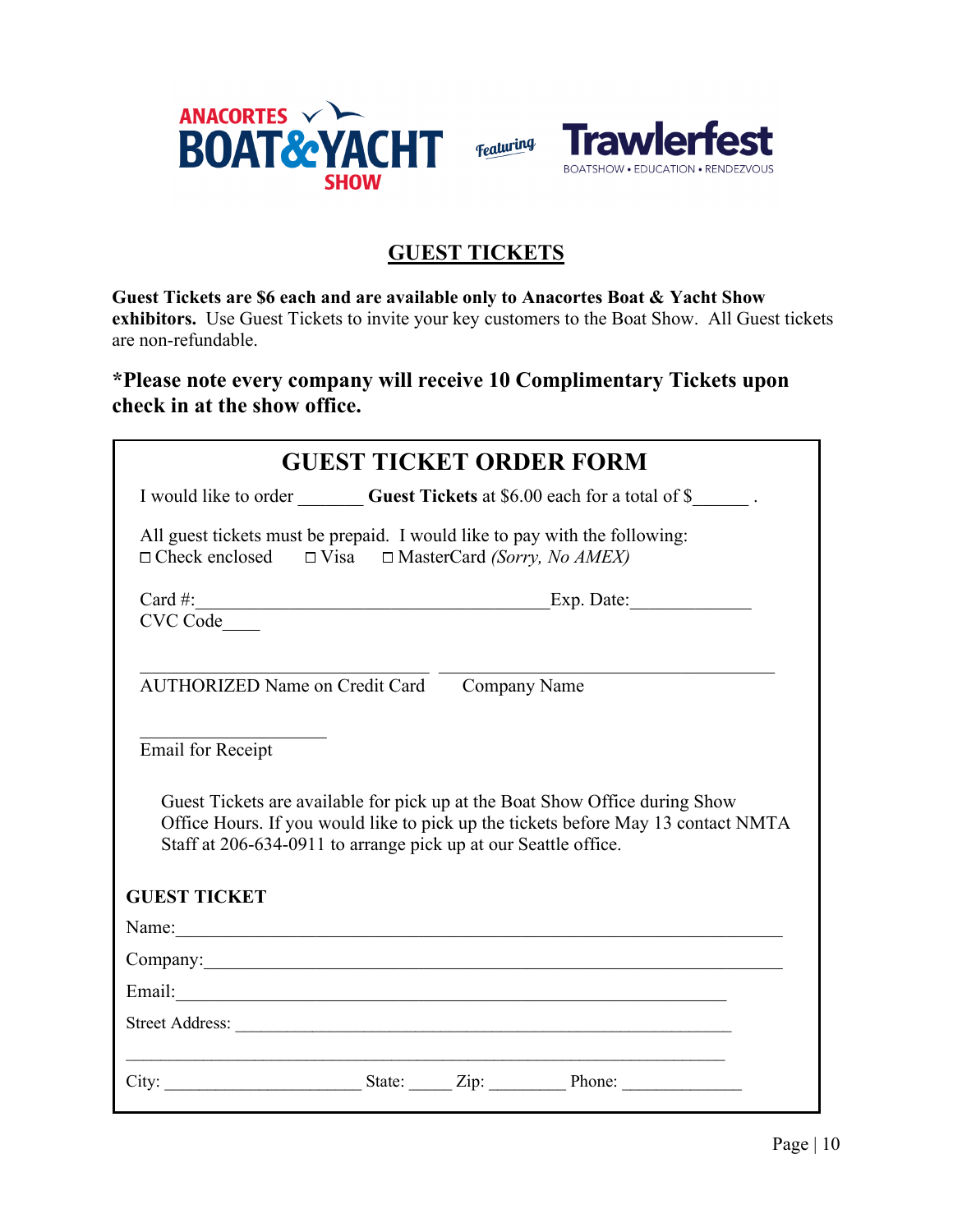ANACORTES BOAT & YACHT SHOW Featuring Trawlerfest BOATSHOW • EDUCATION • RENDEZVOUS

## GUEST TICKETS

**Guest Tickets are $6 each and are available only to Anacortes Boat & Yacht Show exhibitors.** Use Guest Tickets to invite your key customers to the Boat Show. All Guest tickets are non-refundable.

**\*Please note every company will receive 10 Complimentary Tickets upon check in at the show office.**

## GUEST TICKET ORDER FORM

I would like to order _______ **Guest Tickets** at $6.00 each for a total of $______ .

All guest tickets must be prepaid. I would like to pay with the following:

☐ Check enclosed ☐ Visa ☐ MasterCard *(Sorry, No AMEX)*

Card #:_______________________________________Exp. Date:_____________

CVC Code____

_______________________________ _______________________________

AUTHORIZED Name on Credit Card Company Name

____________________

Email for Receipt

Guest Tickets are available for pick up at the Boat Show Office during Show Office Hours. If you would like to pick up the tickets before May 13 contact NMTA Staff at 206-634-0911 to arrange pick up at our Seattle office.

**GUEST TICKET**

Name:_______________________________________________________________

Company:____________________________________________________________

Email:_______________________________________________________________

Street Address: ______________________________________________________

____________________________________________________________________

City: _____________________ State: _____ Zip: ________ Phone: _____________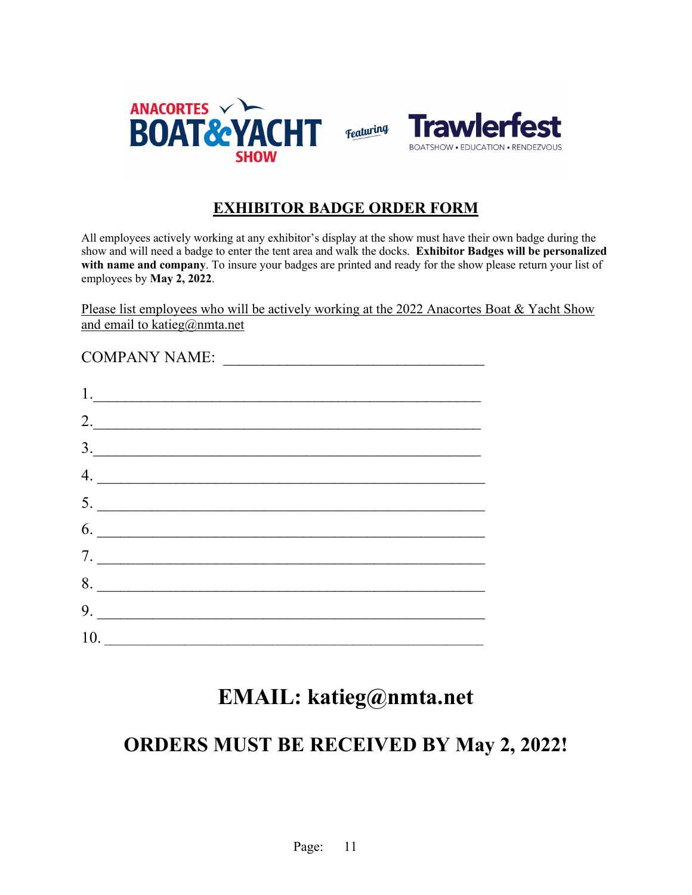ANACORTES BOAT & YACHT SHOW Featuring Trawlerfest BOATSHOW • EDUCATION • RENDEZVOUS

# EXHIBITOR BADGE ORDER FORM

All employees actively working at any exhibitor's display at the show must have their own badge during the show and will need a badge to enter the tent area and walk the docks. **Exhibitor Badges will be personalized with name and company**. To insure your badges are printed and ready for the show please return your list of employees by **May 2, 2022**.

Please list employees who will be actively working at the 2022 Anacortes Boat & Yacht Show and email to katieg@nmta.net

COMPANY NAME: ________________________________

1. ________________________________________________
2. ________________________________________________
3. ________________________________________________
4. ________________________________________________
5. ________________________________________________
6. ________________________________________________
7. ________________________________________________
8. ________________________________________________
9. ________________________________________________
10. ________________________________________________

## EMAIL: katieg@nmta.net

## ORDERS MUST BE RECEIVED BY May 2, 2022!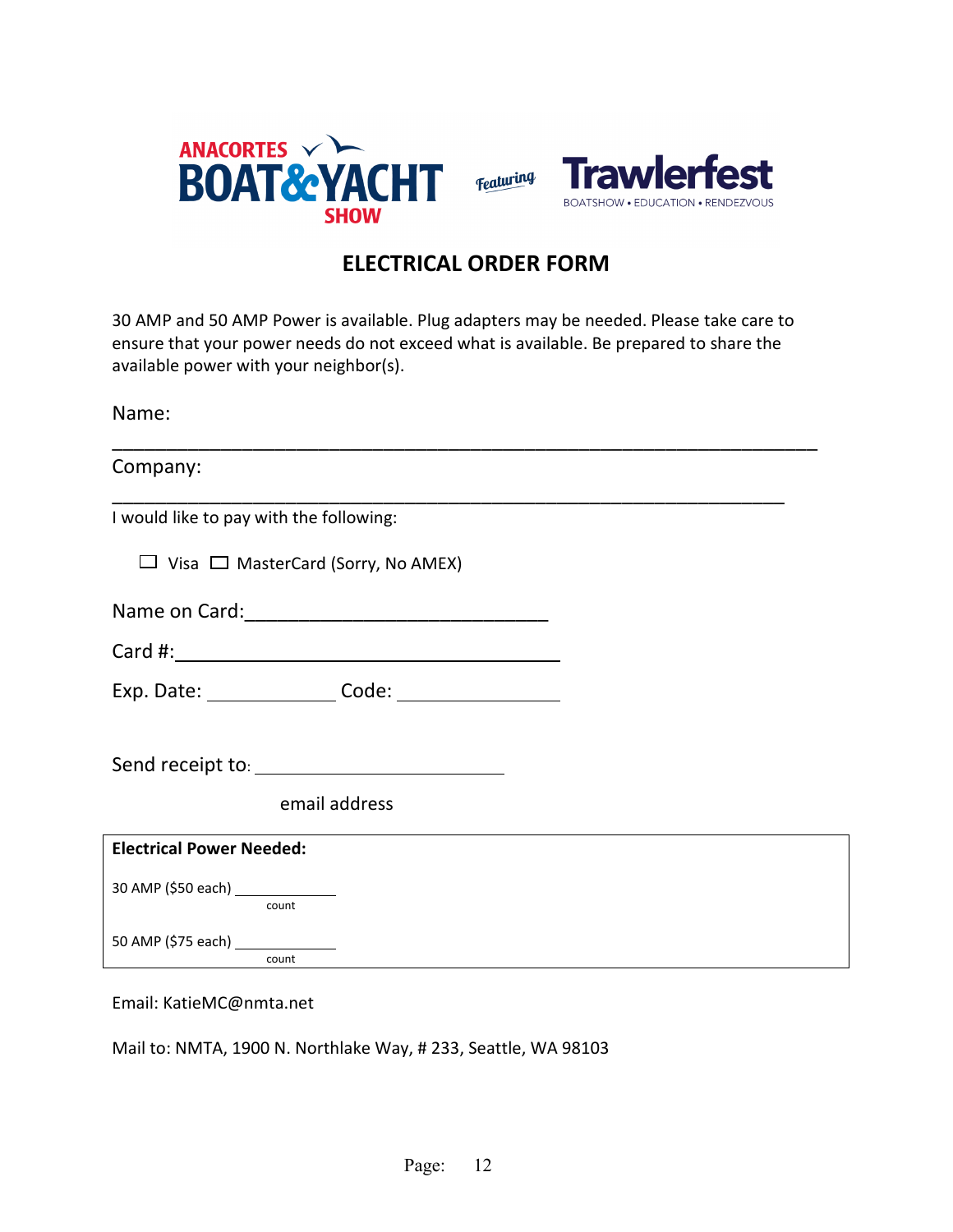ANCORTES BOAT & YACHT SHOW Featuring Trawlerfest BOATSHOW • EDUCATION • RENDEZVOUS

## ELECTRICAL ORDER FORM

30 AMP and 50 AMP Power is available. Plug adapters may be needed. Please take care to ensure that your power needs do not exceed what is available. Be prepared to share the available power with your neighbor(s).

Name:

_______________________________________________________________

Company:

_______________________________________________________________

I would like to pay with the following:

☐ Visa ☐ MasterCard (Sorry, No AMEX)

Name on Card:_____________________________

Card #:_____________________________________

Exp. Date: ____________ Code: _______________

Send receipt to: ________________________
email address

**Electrical Power Needed:**

30 AMP ($50 each) ____________
count

50 AMP ($75 each) ____________
count

Email: KatieMC@nmta.net

Mail to: NMTA, 1900 N. Northlake Way, # 233, Seattle, WA 98103